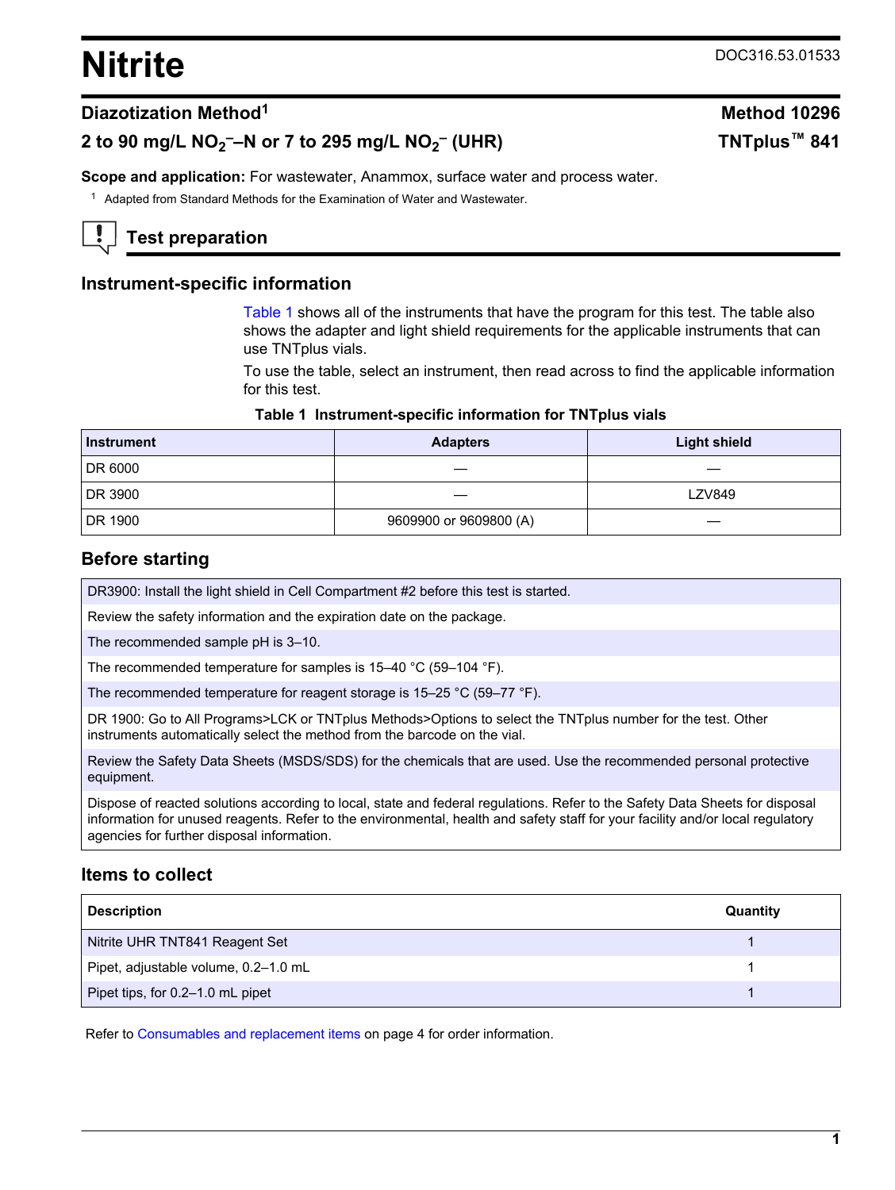# Nitrite

DOC316.53.01533

## Diazotization Method[1]

**Method 10296**

**2 to 90 mg/L $NO_2^-$–N or 7 to 295 mg/L $NO_2^-$ (UHR)**

**TNTplus™ 841**

**Scope and application:** For wastewater, Anammox, surface water and process water.

[1] Adapted from Standard Methods for the Examination of Water and Wastewater.

## Test preparation

### Instrument-specific information

Table 1 shows all of the instruments that have the program for this test. The table also shows the adapter and light shield requirements for the applicable instruments that can use TNTplus vials.

To use the table, select an instrument, then read across to find the applicable information for this test.

**Table 1 Instrument-specific information for TNTplus vials**

| Instrument | Adapters | Light shield |
|---|---|---|
| DR 6000 | — | — |
| DR 3900 | — | LZV849 |
| DR 1900 | 9609900 or 9609800 (A) | — |

### Before starting

DR3900: Install the light shield in Cell Compartment #2 before this test is started.

Review the safety information and the expiration date on the package.

The recommended sample pH is 3–10.

The recommended temperature for samples is 15–40 °C (59–104 °F).

The recommended temperature for reagent storage is 15–25 °C (59–77 °F).

DR 1900: Go to All Programs>LCK or TNTplus Methods>Options to select the TNTplus number for the test. Other instruments automatically select the method from the barcode on the vial.

Review the Safety Data Sheets (MSDS/SDS) for the chemicals that are used. Use the recommended personal protective equipment.

Dispose of reacted solutions according to local, state and federal regulations. Refer to the Safety Data Sheets for disposal information for unused reagents. Refer to the environmental, health and safety staff for your facility and/or local regulatory agencies for further disposal information.

### Items to collect

| Description | Quantity |
|---|---|
| Nitrite UHR TNT841 Reagent Set | 1 |
| Pipet, adjustable volume, 0.2–1.0 mL | 1 |
| Pipet tips, for 0.2–1.0 mL pipet | 1 |

Refer to Consumables and replacement items on page 4 for order information.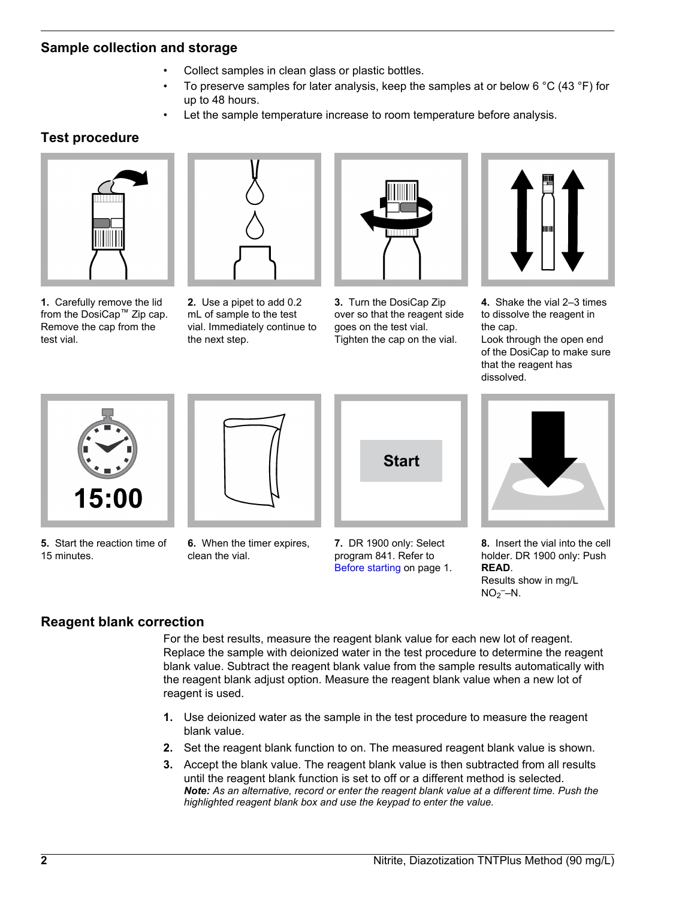## Sample collection and storage

- Collect samples in clean glass or plastic bottles.
- To preserve samples for later analysis, keep the samples at or below 6 °C (43 °F) for up to 48 hours.
- Let the sample temperature increase to room temperature before analysis.

## Test procedure

1. Carefully remove the lid from the DosiCap™ Zip cap. Remove the cap from the test vial.
2. Use a pipet to add 0.2 mL of sample to the test vial. Immediately continue to the next step.
3. Turn the DosiCap Zip over so that the reagent side goes on the test vial. Tighten the cap on the vial.
4. Shake the vial 2–3 times to dissolve the reagent in the cap. Look through the open end of the DosiCap to make sure that the reagent has dissolved.
5. Start the reaction time of 15 minutes.
6. When the timer expires, clean the vial.
7. DR 1900 only: Select program 841. Refer to Before starting on page 1.
8. Insert the vial into the cell holder. DR 1900 only: Push **READ**. Results show in mg/L $NO_2^-$–N.

## Reagent blank correction

For the best results, measure the reagent blank value for each new lot of reagent. Replace the sample with deionized water in the test procedure to determine the reagent blank value. Subtract the reagent blank value from the sample results automatically with the reagent blank adjust option. Measure the reagent blank value when a new lot of reagent is used.

1. Use deionized water as the sample in the test procedure to measure the reagent blank value.
2. Set the reagent blank function to on. The measured reagent blank value is shown.
3. Accept the blank value. The reagent blank value is then subtracted from all results until the reagent blank function is set to off or a different method is selected.
   ***Note:*** *As an alternative, record or enter the reagent blank value at a different time. Push the highlighted reagent blank box and use the keypad to enter the value.*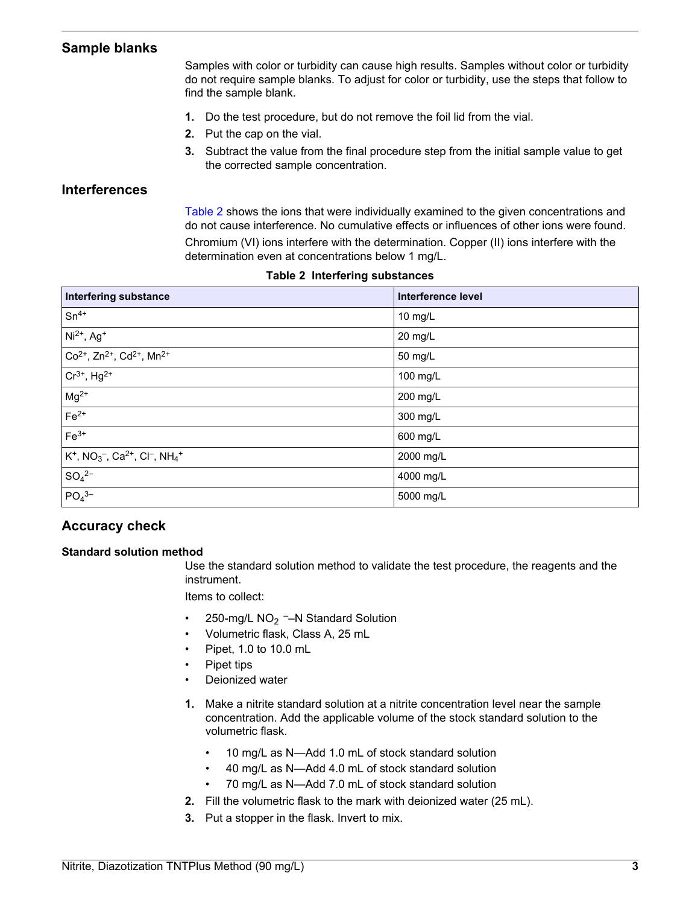## Sample blanks

Samples with color or turbidity can cause high results. Samples without color or turbidity do not require sample blanks. To adjust for color or turbidity, use the steps that follow to find the sample blank.

1. Do the test procedure, but do not remove the foil lid from the vial.
2. Put the cap on the vial.
3. Subtract the value from the final procedure step from the initial sample value to get the corrected sample concentration.

## Interferences

Table 2 shows the ions that were individually examined to the given concentrations and do not cause interference. No cumulative effects or influences of other ions were found.

Chromium (VI) ions interfere with the determination. Copper (II) ions interfere with the determination even at concentrations below 1 mg/L.

**Table 2 Interfering substances**

| Interfering substance | Interference level |
|---|---|
| $Sn^{4+}$ | 10 mg/L |
| $Ni^{2+}$, $Ag^{+}$ | 20 mg/L |
| $Co^{2+}$, $Zn^{2+}$, $Cd^{2+}$, $Mn^{2+}$ | 50 mg/L |
| $Cr^{3+}$, $Hg^{2+}$ | 100 mg/L |
| $Mg^{2+}$ | 200 mg/L |
| $Fe^{2+}$ | 300 mg/L |
| $Fe^{3+}$ | 600 mg/L |
| $K^{+}$, $NO_3^{-}$, $Ca^{2+}$, $Cl^{-}$, $NH_4^{+}$ | 2000 mg/L |
| $SO_4^{2-}$ | 4000 mg/L |
| $PO_4^{3-}$ | 5000 mg/L |

## Accuracy check

### Standard solution method

Use the standard solution method to validate the test procedure, the reagents and the instrument.

Items to collect:

- 250-mg/L $NO_2^{-}$–N Standard Solution
- Volumetric flask, Class A, 25 mL
- Pipet, 1.0 to 10.0 mL
- Pipet tips
- Deionized water

1. Make a nitrite standard solution at a nitrite concentration level near the sample concentration. Add the applicable volume of the stock standard solution to the volumetric flask.
   - 10 mg/L as N—Add 1.0 mL of stock standard solution
   - 40 mg/L as N—Add 4.0 mL of stock standard solution
   - 70 mg/L as N—Add 7.0 mL of stock standard solution
2. Fill the volumetric flask to the mark with deionized water (25 mL).
3. Put a stopper in the flask. Invert to mix.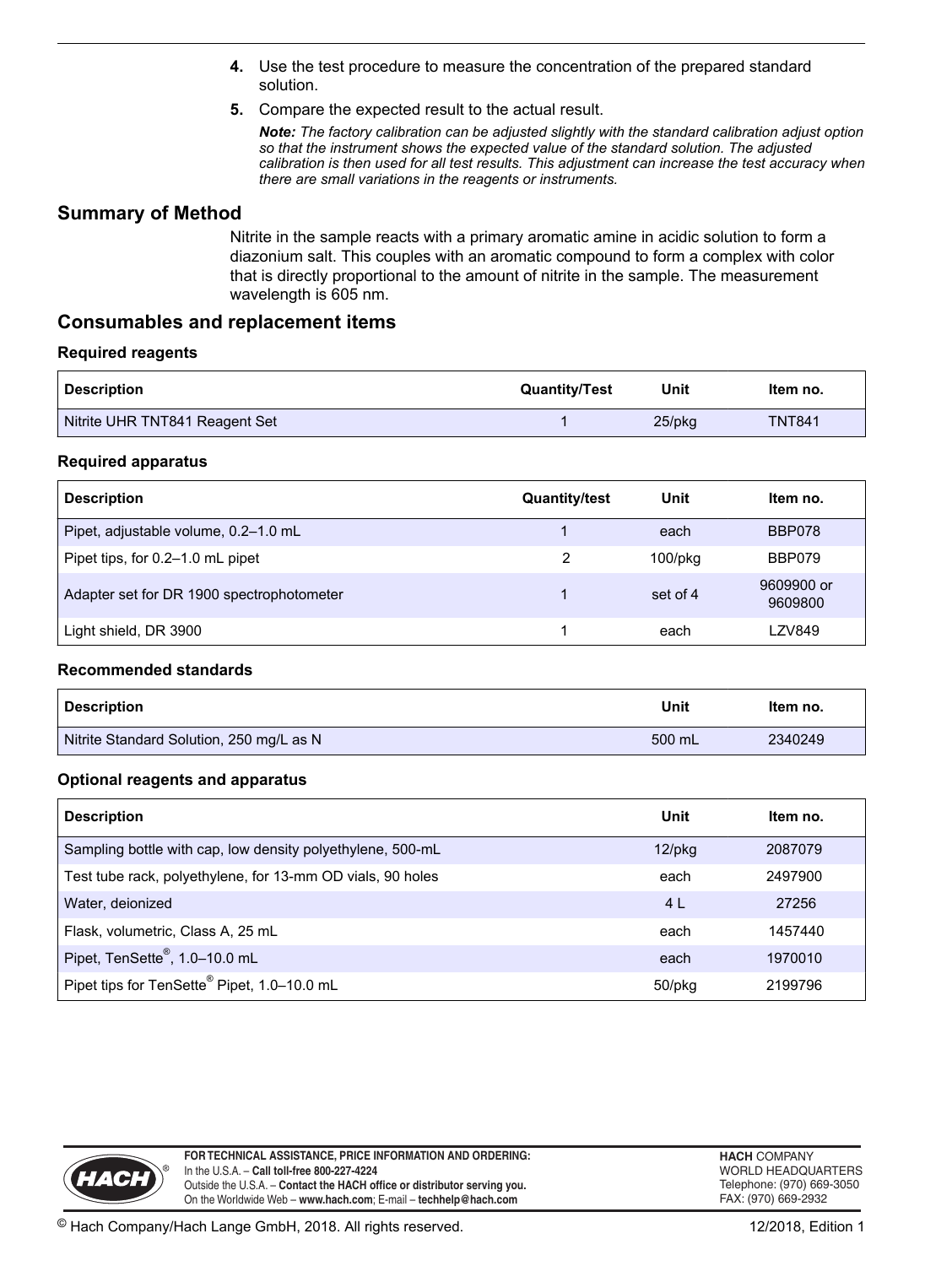4. Use the test procedure to measure the concentration of the prepared standard solution.
5. Compare the expected result to the actual result.

   ***Note:*** *The factory calibration can be adjusted slightly with the standard calibration adjust option so that the instrument shows the expected value of the standard solution. The adjusted calibration is then used for all test results. This adjustment can increase the test accuracy when there are small variations in the reagents or instruments.*

## Summary of Method

Nitrite in the sample reacts with a primary aromatic amine in acidic solution to form a diazonium salt. This couples with an aromatic compound to form a complex with color that is directly proportional to the amount of nitrite in the sample. The measurement wavelength is 605 nm.

## Consumables and replacement items

### Required reagents

| Description | Quantity/Test | Unit | Item no. |
|---|---|---|---|
| Nitrite UHR TNT841 Reagent Set | 1 | 25/pkg | TNT841 |

### Required apparatus

| Description | Quantity/test | Unit | Item no. |
|---|---|---|---|
| Pipet, adjustable volume, 0.2–1.0 mL | 1 | each | BBP078 |
| Pipet tips, for 0.2–1.0 mL pipet | 2 | 100/pkg | BBP079 |
| Adapter set for DR 1900 spectrophotometer | 1 | set of 4 | 9609900 or 9609800 |
| Light shield, DR 3900 | 1 | each | LZV849 |

### Recommended standards

| Description | Unit | Item no. |
|---|---|---|
| Nitrite Standard Solution, 250 mg/L as N | 500 mL | 2340249 |

### Optional reagents and apparatus

| Description | Unit | Item no. |
|---|---|---|
| Sampling bottle with cap, low density polyethylene, 500-mL | 12/pkg | 2087079 |
| Test tube rack, polyethylene, for 13-mm OD vials, 90 holes | each | 2497900 |
| Water, deionized | 4 L | 27256 |
| Flask, volumetric, Class A, 25 mL | each | 1457440 |
| Pipet, TenSette®, 1.0–10.0 mL | each | 1970010 |
| Pipet tips for TenSette® Pipet, 1.0–10.0 mL | 50/pkg | 2199796 |

**FOR TECHNICAL ASSISTANCE, PRICE INFORMATION AND ORDERING:**
In the U.S.A. – **Call toll-free 800-227-4224**
Outside the U.S.A. – **Contact the HACH office or distributor serving you.**
On the Worldwide Web – **www.hach.com**; E-mail – **techhelp@hach.com**

**HACH** COMPANY
WORLD HEADQUARTERS
Telephone: (970) 669-3050
FAX: (970) 669-2932

© Hach Company/Hach Lange GmbH, 2018. All rights reserved.

12/2018, Edition 1